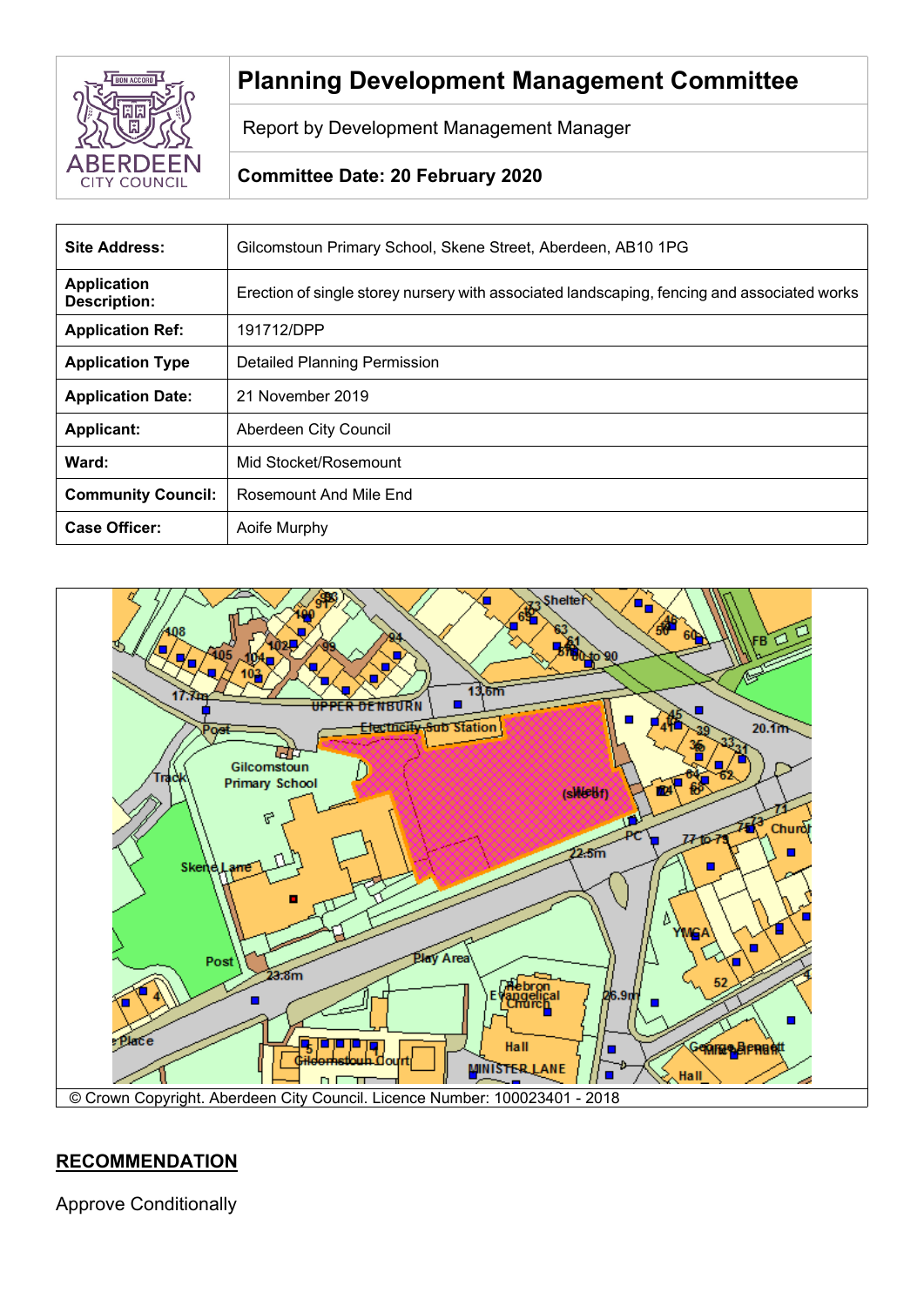# Planning Development Management Committee

Report by Development Management Manager

**Committee Date: 20 February 2020**

| | |
|---|---|
| **Site Address:** | Gilcomstoun Primary School, Skene Street, Aberdeen, AB10 1PG |
| **Application Description:** | Erection of single storey nursery with associated landscaping, fencing and associated works |
| **Application Ref:** | 191712/DPP |
| **Application Type** | Detailed Planning Permission |
| **Application Date:** | 21 November 2019 |
| **Applicant:** | Aberdeen City Council |
| **Ward:** | Mid Stocket/Rosemount |
| **Community Council:** | Rosemount And Mile End |
| **Case Officer:** | Aoife Murphy |

© Crown Copyright. Aberdeen City Council. Licence Number: 100023401 - 2018

## RECOMMENDATION

Approve Conditionally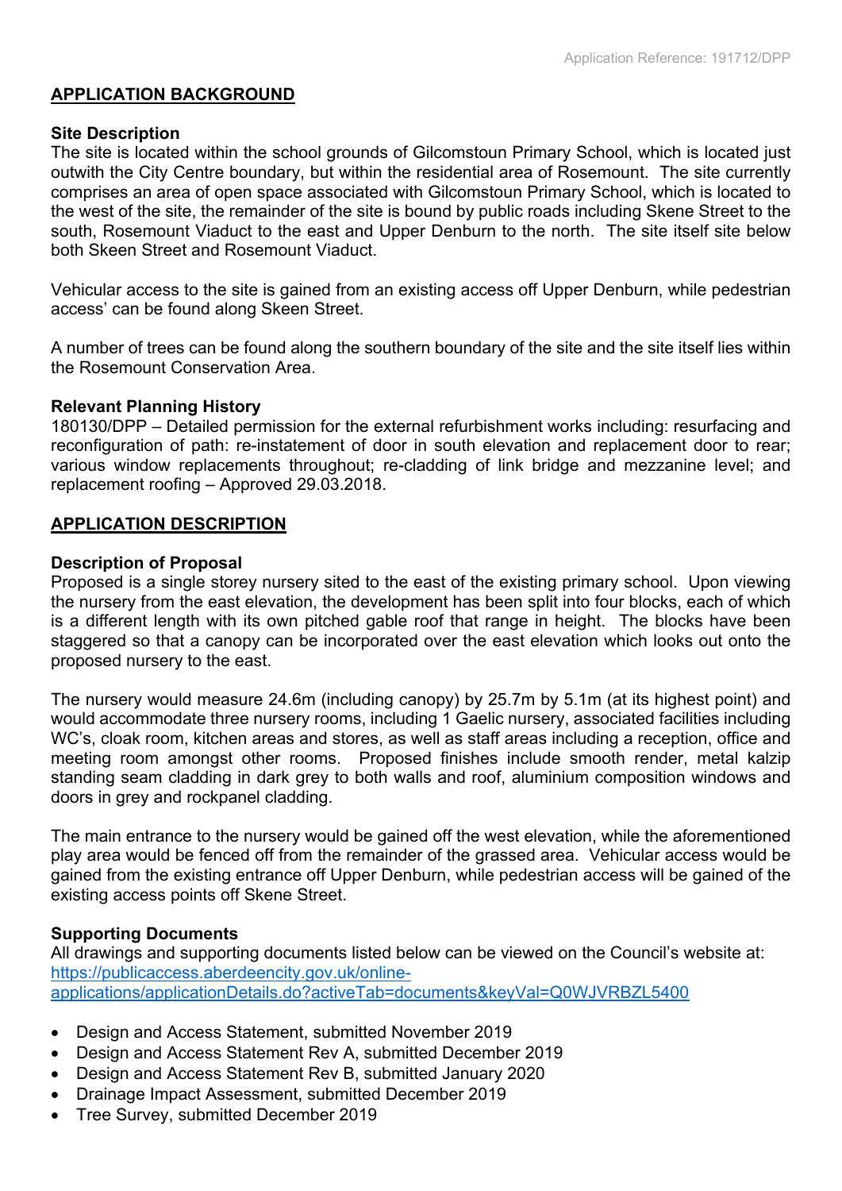## APPLICATION BACKGROUND

**Site Description**

The site is located within the school grounds of Gilcomstoun Primary School, which is located just outwith the City Centre boundary, but within the residential area of Rosemount. The site currently comprises an area of open space associated with Gilcomstoun Primary School, which is located to the west of the site, the remainder of the site is bound by public roads including Skene Street to the south, Rosemount Viaduct to the east and Upper Denburn to the north. The site itself site below both Skeen Street and Rosemount Viaduct.

Vehicular access to the site is gained from an existing access off Upper Denburn, while pedestrian access' can be found along Skeen Street.

A number of trees can be found along the southern boundary of the site and the site itself lies within the Rosemount Conservation Area.

**Relevant Planning History**

180130/DPP – Detailed permission for the external refurbishment works including: resurfacing and reconfiguration of path: re-instatement of door in south elevation and replacement door to rear; various window replacements throughout; re-cladding of link bridge and mezzanine level; and replacement roofing – Approved 29.03.2018.

## APPLICATION DESCRIPTION

**Description of Proposal**

Proposed is a single storey nursery sited to the east of the existing primary school. Upon viewing the nursery from the east elevation, the development has been split into four blocks, each of which is a different length with its own pitched gable roof that range in height. The blocks have been staggered so that a canopy can be incorporated over the east elevation which looks out onto the proposed nursery to the east.

The nursery would measure 24.6m (including canopy) by 25.7m by 5.1m (at its highest point) and would accommodate three nursery rooms, including 1 Gaelic nursery, associated facilities including WC's, cloak room, kitchen areas and stores, as well as staff areas including a reception, office and meeting room amongst other rooms. Proposed finishes include smooth render, metal kalzip standing seam cladding in dark grey to both walls and roof, aluminium composition windows and doors in grey and rockpanel cladding.

The main entrance to the nursery would be gained off the west elevation, while the aforementioned play area would be fenced off from the remainder of the grassed area. Vehicular access would be gained from the existing entrance off Upper Denburn, while pedestrian access will be gained of the existing access points off Skene Street.

**Supporting Documents**

All drawings and supporting documents listed below can be viewed on the Council's website at: https://publicaccess.aberdeencity.gov.uk/online-applications/applicationDetails.do?activeTab=documents&keyVal=Q0WJVRBZL5400

- Design and Access Statement, submitted November 2019
- Design and Access Statement Rev A, submitted December 2019
- Design and Access Statement Rev B, submitted January 2020
- Drainage Impact Assessment, submitted December 2019
- Tree Survey, submitted December 2019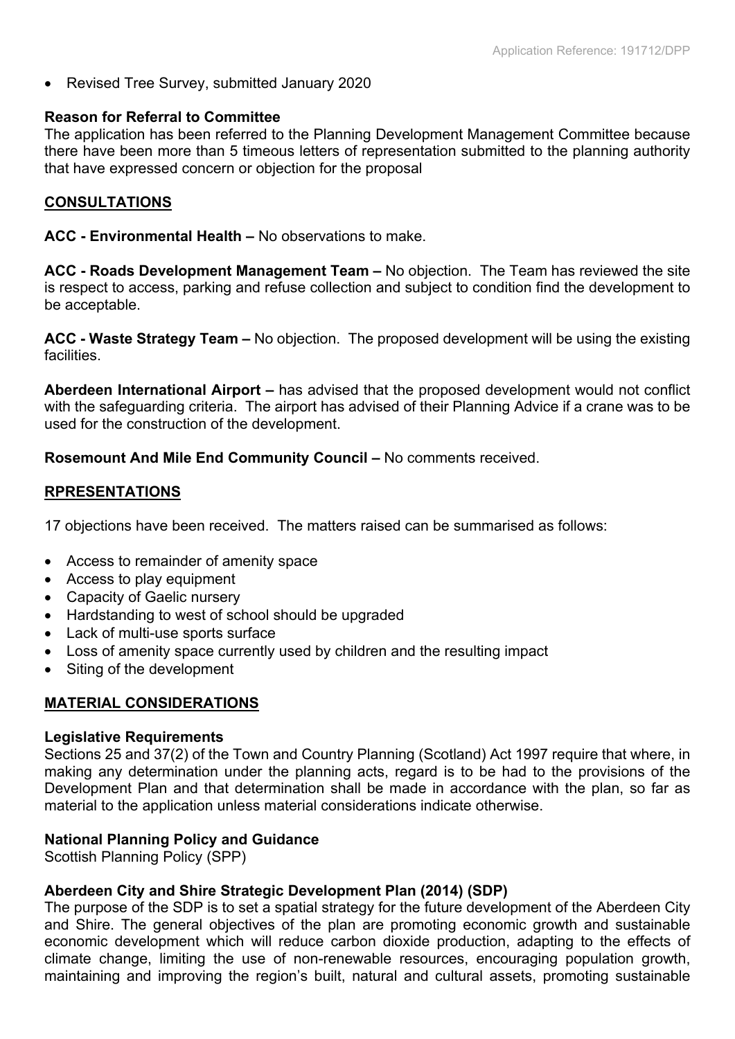- Revised Tree Survey, submitted January 2020

**Reason for Referral to Committee**

The application has been referred to the Planning Development Management Committee because there have been more than 5 timeous letters of representation submitted to the planning authority that have expressed concern or objection for the proposal

## CONSULTATIONS

**ACC - Environmental Health –** No observations to make.

**ACC - Roads Development Management Team –** No objection. The Team has reviewed the site is respect to access, parking and refuse collection and subject to condition find the development to be acceptable.

**ACC - Waste Strategy Team –** No objection. The proposed development will be using the existing facilities.

**Aberdeen International Airport –** has advised that the proposed development would not conflict with the safeguarding criteria. The airport has advised of their Planning Advice if a crane was to be used for the construction of the development.

**Rosemount And Mile End Community Council –** No comments received.

## RPRESENTATIONS

17 objections have been received. The matters raised can be summarised as follows:

- Access to remainder of amenity space
- Access to play equipment
- Capacity of Gaelic nursery
- Hardstanding to west of school should be upgraded
- Lack of multi-use sports surface
- Loss of amenity space currently used by children and the resulting impact
- Siting of the development

## MATERIAL CONSIDERATIONS

**Legislative Requirements**

Sections 25 and 37(2) of the Town and Country Planning (Scotland) Act 1997 require that where, in making any determination under the planning acts, regard is to be had to the provisions of the Development Plan and that determination shall be made in accordance with the plan, so far as material to the application unless material considerations indicate otherwise.

**National Planning Policy and Guidance**

Scottish Planning Policy (SPP)

**Aberdeen City and Shire Strategic Development Plan (2014) (SDP)**

The purpose of the SDP is to set a spatial strategy for the future development of the Aberdeen City and Shire. The general objectives of the plan are promoting economic growth and sustainable economic development which will reduce carbon dioxide production, adapting to the effects of climate change, limiting the use of non-renewable resources, encouraging population growth, maintaining and improving the region's built, natural and cultural assets, promoting sustainable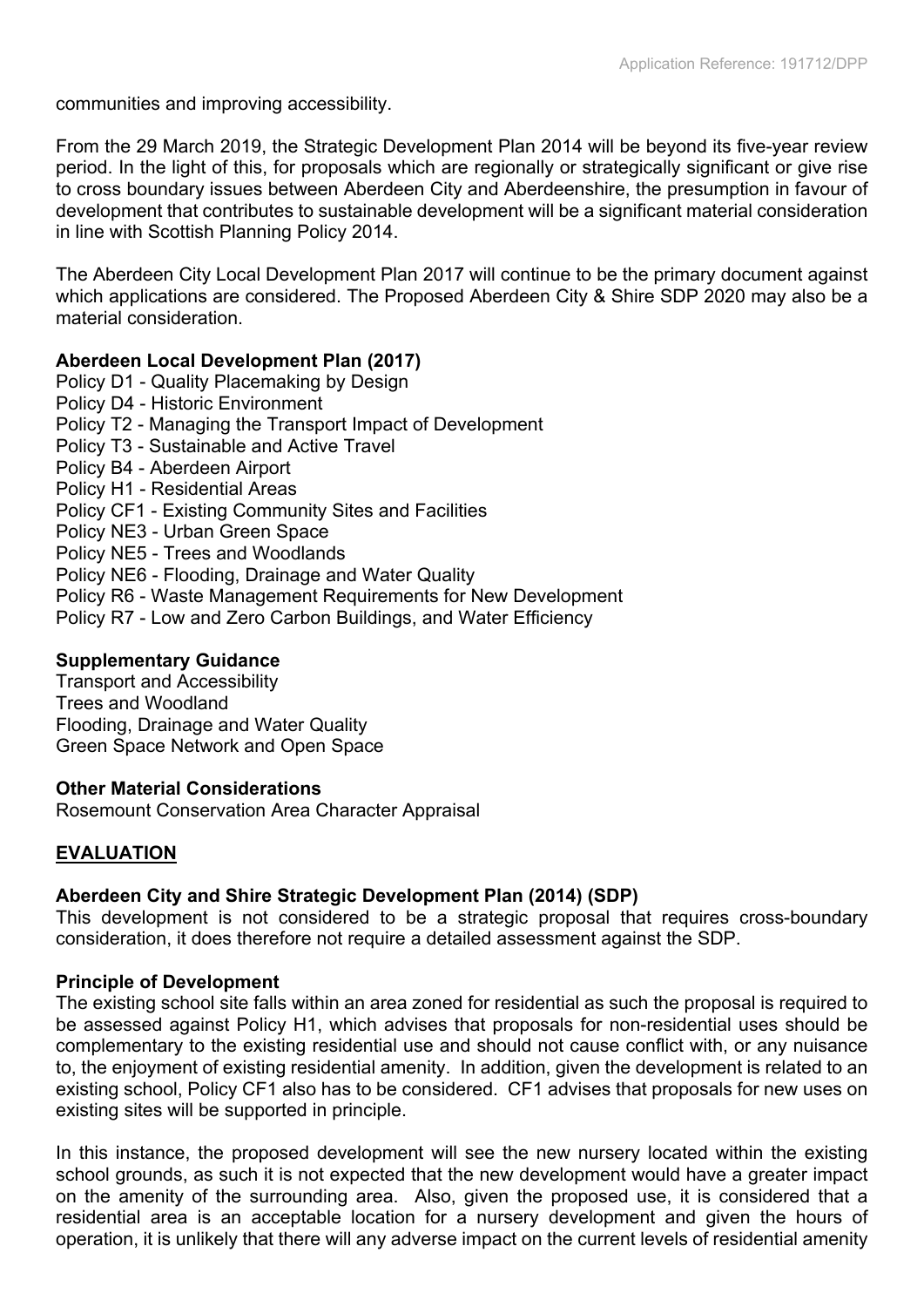communities and improving accessibility.

From the 29 March 2019, the Strategic Development Plan 2014 will be beyond its five-year review period. In the light of this, for proposals which are regionally or strategically significant or give rise to cross boundary issues between Aberdeen City and Aberdeenshire, the presumption in favour of development that contributes to sustainable development will be a significant material consideration in line with Scottish Planning Policy 2014.

The Aberdeen City Local Development Plan 2017 will continue to be the primary document against which applications are considered. The Proposed Aberdeen City & Shire SDP 2020 may also be a material consideration.

**Aberdeen Local Development Plan (2017)**

Policy D1 - Quality Placemaking by Design
Policy D4 - Historic Environment
Policy T2 - Managing the Transport Impact of Development
Policy T3 - Sustainable and Active Travel
Policy B4 - Aberdeen Airport
Policy H1 - Residential Areas
Policy CF1 - Existing Community Sites and Facilities
Policy NE3 - Urban Green Space
Policy NE5 - Trees and Woodlands
Policy NE6 - Flooding, Drainage and Water Quality
Policy R6 - Waste Management Requirements for New Development
Policy R7 - Low and Zero Carbon Buildings, and Water Efficiency

**Supplementary Guidance**

Transport and Accessibility
Trees and Woodland
Flooding, Drainage and Water Quality
Green Space Network and Open Space

**Other Material Considerations**

Rosemount Conservation Area Character Appraisal

## EVALUATION

**Aberdeen City and Shire Strategic Development Plan (2014) (SDP)**

This development is not considered to be a strategic proposal that requires cross-boundary consideration, it does therefore not require a detailed assessment against the SDP.

**Principle of Development**

The existing school site falls within an area zoned for residential as such the proposal is required to be assessed against Policy H1, which advises that proposals for non-residential uses should be complementary to the existing residential use and should not cause conflict with, or any nuisance to, the enjoyment of existing residential amenity. In addition, given the development is related to an existing school, Policy CF1 also has to be considered. CF1 advises that proposals for new uses on existing sites will be supported in principle.

In this instance, the proposed development will see the new nursery located within the existing school grounds, as such it is not expected that the new development would have a greater impact on the amenity of the surrounding area. Also, given the proposed use, it is considered that a residential area is an acceptable location for a nursery development and given the hours of operation, it is unlikely that there will any adverse impact on the current levels of residential amenity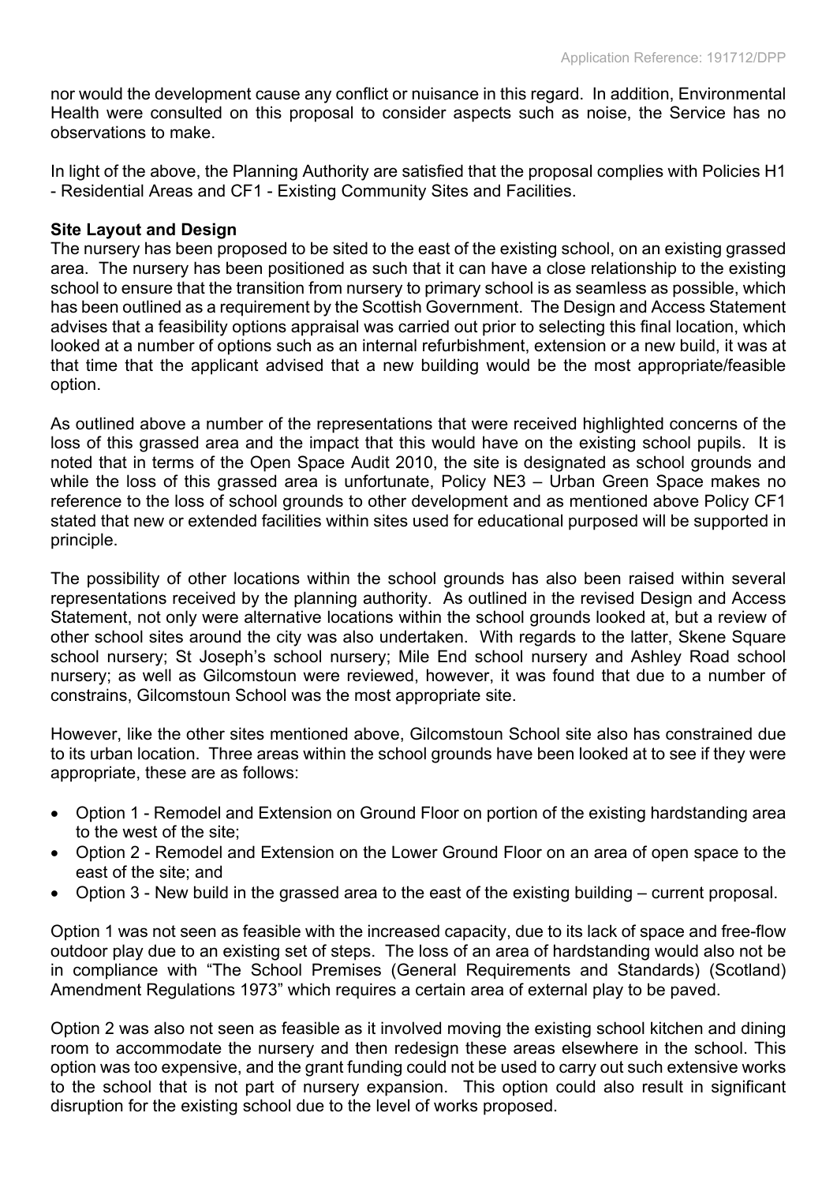nor would the development cause any conflict or nuisance in this regard. In addition, Environmental Health were consulted on this proposal to consider aspects such as noise, the Service has no observations to make.

In light of the above, the Planning Authority are satisfied that the proposal complies with Policies H1 - Residential Areas and CF1 - Existing Community Sites and Facilities.

**Site Layout and Design**

The nursery has been proposed to be sited to the east of the existing school, on an existing grassed area. The nursery has been positioned as such that it can have a close relationship to the existing school to ensure that the transition from nursery to primary school is as seamless as possible, which has been outlined as a requirement by the Scottish Government. The Design and Access Statement advises that a feasibility options appraisal was carried out prior to selecting this final location, which looked at a number of options such as an internal refurbishment, extension or a new build, it was at that time that the applicant advised that a new building would be the most appropriate/feasible option.

As outlined above a number of the representations that were received highlighted concerns of the loss of this grassed area and the impact that this would have on the existing school pupils. It is noted that in terms of the Open Space Audit 2010, the site is designated as school grounds and while the loss of this grassed area is unfortunate, Policy NE3 – Urban Green Space makes no reference to the loss of school grounds to other development and as mentioned above Policy CF1 stated that new or extended facilities within sites used for educational purposed will be supported in principle.

The possibility of other locations within the school grounds has also been raised within several representations received by the planning authority. As outlined in the revised Design and Access Statement, not only were alternative locations within the school grounds looked at, but a review of other school sites around the city was also undertaken. With regards to the latter, Skene Square school nursery; St Joseph's school nursery; Mile End school nursery and Ashley Road school nursery; as well as Gilcomstoun were reviewed, however, it was found that due to a number of constrains, Gilcomstoun School was the most appropriate site.

However, like the other sites mentioned above, Gilcomstoun School site also has constrained due to its urban location. Three areas within the school grounds have been looked at to see if they were appropriate, these are as follows:

- Option 1 - Remodel and Extension on Ground Floor on portion of the existing hardstanding area to the west of the site;
- Option 2 - Remodel and Extension on the Lower Ground Floor on an area of open space to the east of the site; and
- Option 3 - New build in the grassed area to the east of the existing building – current proposal.

Option 1 was not seen as feasible with the increased capacity, due to its lack of space and free-flow outdoor play due to an existing set of steps. The loss of an area of hardstanding would also not be in compliance with "The School Premises (General Requirements and Standards) (Scotland) Amendment Regulations 1973" which requires a certain area of external play to be paved.

Option 2 was also not seen as feasible as it involved moving the existing school kitchen and dining room to accommodate the nursery and then redesign these areas elsewhere in the school. This option was too expensive, and the grant funding could not be used to carry out such extensive works to the school that is not part of nursery expansion. This option could also result in significant disruption for the existing school due to the level of works proposed.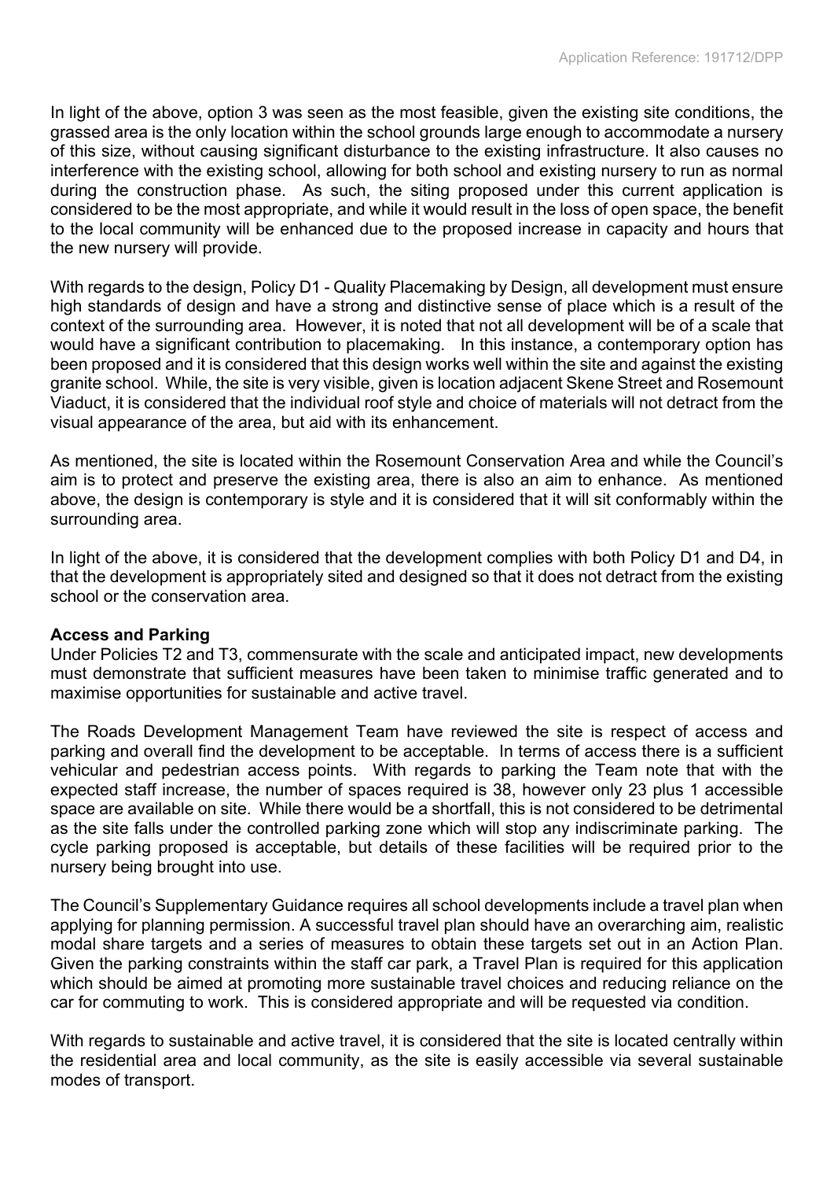In light of the above, option 3 was seen as the most feasible, given the existing site conditions, the grassed area is the only location within the school grounds large enough to accommodate a nursery of this size, without causing significant disturbance to the existing infrastructure. It also causes no interference with the existing school, allowing for both school and existing nursery to run as normal during the construction phase. As such, the siting proposed under this current application is considered to be the most appropriate, and while it would result in the loss of open space, the benefit to the local community will be enhanced due to the proposed increase in capacity and hours that the new nursery will provide.

With regards to the design, Policy D1 - Quality Placemaking by Design, all development must ensure high standards of design and have a strong and distinctive sense of place which is a result of the context of the surrounding area. However, it is noted that not all development will be of a scale that would have a significant contribution to placemaking. In this instance, a contemporary option has been proposed and it is considered that this design works well within the site and against the existing granite school. While, the site is very visible, given is location adjacent Skene Street and Rosemount Viaduct, it is considered that the individual roof style and choice of materials will not detract from the visual appearance of the area, but aid with its enhancement.

As mentioned, the site is located within the Rosemount Conservation Area and while the Council's aim is to protect and preserve the existing area, there is also an aim to enhance. As mentioned above, the design is contemporary is style and it is considered that it will sit conformably within the surrounding area.

In light of the above, it is considered that the development complies with both Policy D1 and D4, in that the development is appropriately sited and designed so that it does not detract from the existing school or the conservation area.

**Access and Parking**

Under Policies T2 and T3, commensurate with the scale and anticipated impact, new developments must demonstrate that sufficient measures have been taken to minimise traffic generated and to maximise opportunities for sustainable and active travel.

The Roads Development Management Team have reviewed the site is respect of access and parking and overall find the development to be acceptable. In terms of access there is a sufficient vehicular and pedestrian access points. With regards to parking the Team note that with the expected staff increase, the number of spaces required is 38, however only 23 plus 1 accessible space are available on site. While there would be a shortfall, this is not considered to be detrimental as the site falls under the controlled parking zone which will stop any indiscriminate parking. The cycle parking proposed is acceptable, but details of these facilities will be required prior to the nursery being brought into use.

The Council's Supplementary Guidance requires all school developments include a travel plan when applying for planning permission. A successful travel plan should have an overarching aim, realistic modal share targets and a series of measures to obtain these targets set out in an Action Plan. Given the parking constraints within the staff car park, a Travel Plan is required for this application which should be aimed at promoting more sustainable travel choices and reducing reliance on the car for commuting to work. This is considered appropriate and will be requested via condition.

With regards to sustainable and active travel, it is considered that the site is located centrally within the residential area and local community, as the site is easily accessible via several sustainable modes of transport.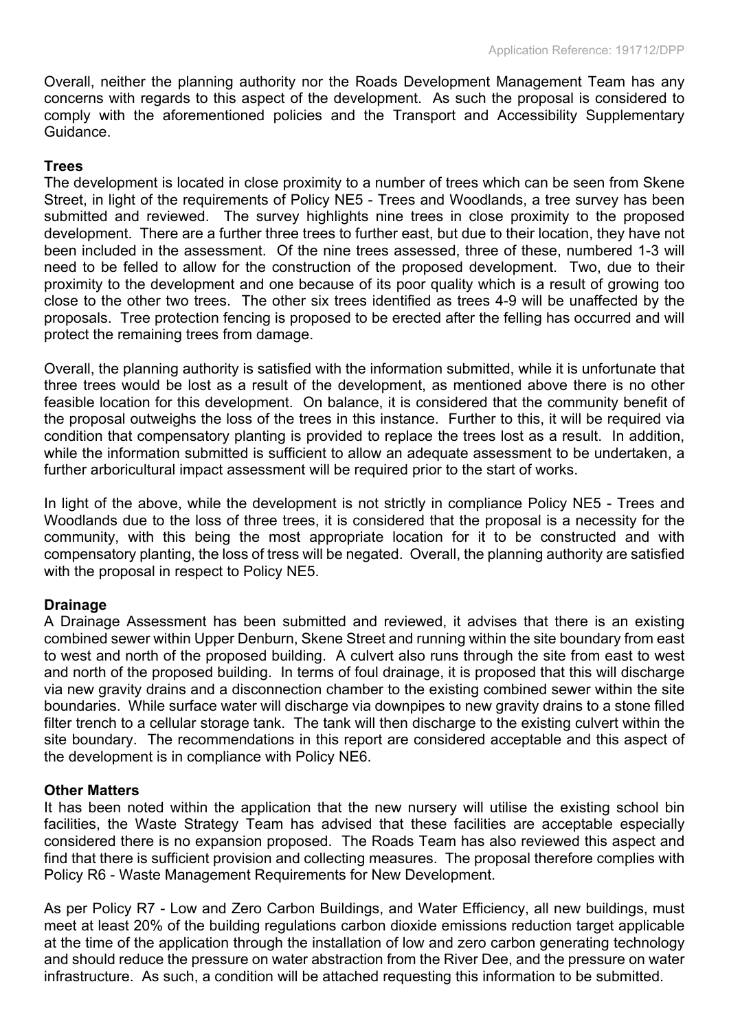Overall, neither the planning authority nor the Roads Development Management Team has any concerns with regards to this aspect of the development. As such the proposal is considered to comply with the aforementioned policies and the Transport and Accessibility Supplementary Guidance.

**Trees**

The development is located in close proximity to a number of trees which can be seen from Skene Street, in light of the requirements of Policy NE5 - Trees and Woodlands, a tree survey has been submitted and reviewed. The survey highlights nine trees in close proximity to the proposed development. There are a further three trees to further east, but due to their location, they have not been included in the assessment. Of the nine trees assessed, three of these, numbered 1-3 will need to be felled to allow for the construction of the proposed development. Two, due to their proximity to the development and one because of its poor quality which is a result of growing too close to the other two trees. The other six trees identified as trees 4-9 will be unaffected by the proposals. Tree protection fencing is proposed to be erected after the felling has occurred and will protect the remaining trees from damage.

Overall, the planning authority is satisfied with the information submitted, while it is unfortunate that three trees would be lost as a result of the development, as mentioned above there is no other feasible location for this development. On balance, it is considered that the community benefit of the proposal outweighs the loss of the trees in this instance. Further to this, it will be required via condition that compensatory planting is provided to replace the trees lost as a result. In addition, while the information submitted is sufficient to allow an adequate assessment to be undertaken, a further arboricultural impact assessment will be required prior to the start of works.

In light of the above, while the development is not strictly in compliance Policy NE5 - Trees and Woodlands due to the loss of three trees, it is considered that the proposal is a necessity for the community, with this being the most appropriate location for it to be constructed and with compensatory planting, the loss of tress will be negated. Overall, the planning authority are satisfied with the proposal in respect to Policy NE5.

**Drainage**

A Drainage Assessment has been submitted and reviewed, it advises that there is an existing combined sewer within Upper Denburn, Skene Street and running within the site boundary from east to west and north of the proposed building. A culvert also runs through the site from east to west and north of the proposed building. In terms of foul drainage, it is proposed that this will discharge via new gravity drains and a disconnection chamber to the existing combined sewer within the site boundaries. While surface water will discharge via downpipes to new gravity drains to a stone filled filter trench to a cellular storage tank. The tank will then discharge to the existing culvert within the site boundary. The recommendations in this report are considered acceptable and this aspect of the development is in compliance with Policy NE6.

**Other Matters**

It has been noted within the application that the new nursery will utilise the existing school bin facilities, the Waste Strategy Team has advised that these facilities are acceptable especially considered there is no expansion proposed. The Roads Team has also reviewed this aspect and find that there is sufficient provision and collecting measures. The proposal therefore complies with Policy R6 - Waste Management Requirements for New Development.

As per Policy R7 - Low and Zero Carbon Buildings, and Water Efficiency, all new buildings, must meet at least 20% of the building regulations carbon dioxide emissions reduction target applicable at the time of the application through the installation of low and zero carbon generating technology and should reduce the pressure on water abstraction from the River Dee, and the pressure on water infrastructure. As such, a condition will be attached requesting this information to be submitted.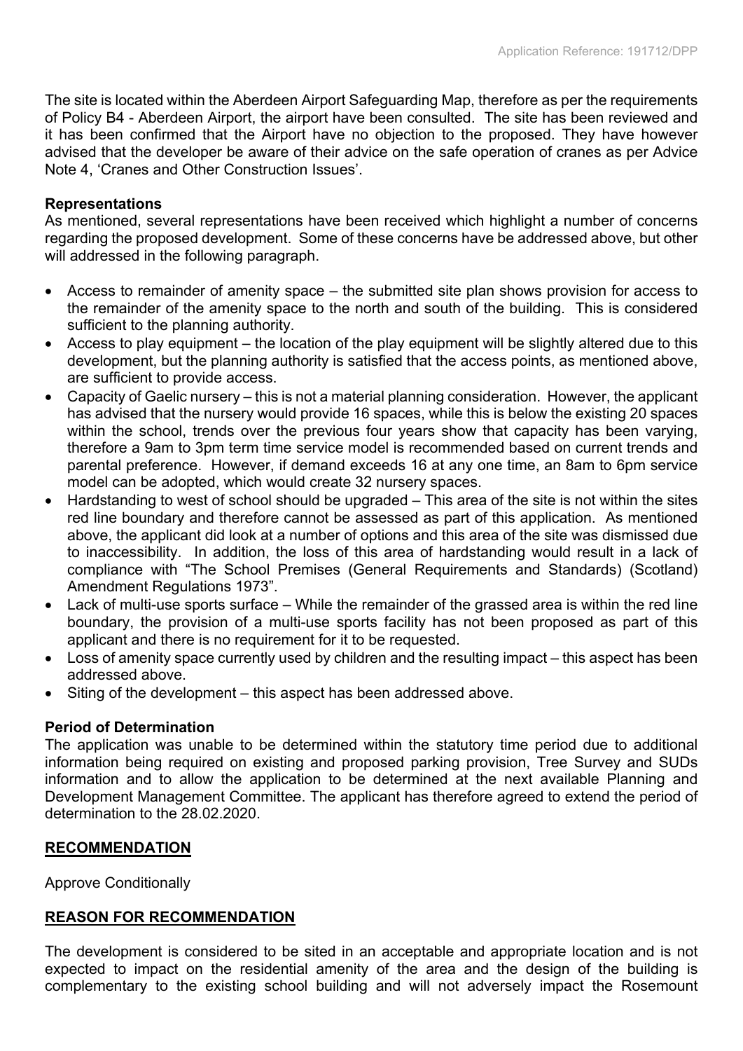The site is located within the Aberdeen Airport Safeguarding Map, therefore as per the requirements of Policy B4 - Aberdeen Airport, the airport have been consulted. The site has been reviewed and it has been confirmed that the Airport have no objection to the proposed. They have however advised that the developer be aware of their advice on the safe operation of cranes as per Advice Note 4, 'Cranes and Other Construction Issues'.

**Representations**

As mentioned, several representations have been received which highlight a number of concerns regarding the proposed development. Some of these concerns have be addressed above, but other will addressed in the following paragraph.

- Access to remainder of amenity space – the submitted site plan shows provision for access to the remainder of the amenity space to the north and south of the building. This is considered sufficient to the planning authority.
- Access to play equipment – the location of the play equipment will be slightly altered due to this development, but the planning authority is satisfied that the access points, as mentioned above, are sufficient to provide access.
- Capacity of Gaelic nursery – this is not a material planning consideration. However, the applicant has advised that the nursery would provide 16 spaces, while this is below the existing 20 spaces within the school, trends over the previous four years show that capacity has been varying, therefore a 9am to 3pm term time service model is recommended based on current trends and parental preference. However, if demand exceeds 16 at any one time, an 8am to 6pm service model can be adopted, which would create 32 nursery spaces.
- Hardstanding to west of school should be upgraded – This area of the site is not within the sites red line boundary and therefore cannot be assessed as part of this application. As mentioned above, the applicant did look at a number of options and this area of the site was dismissed due to inaccessibility. In addition, the loss of this area of hardstanding would result in a lack of compliance with "The School Premises (General Requirements and Standards) (Scotland) Amendment Regulations 1973".
- Lack of multi-use sports surface – While the remainder of the grassed area is within the red line boundary, the provision of a multi-use sports facility has not been proposed as part of this applicant and there is no requirement for it to be requested.
- Loss of amenity space currently used by children and the resulting impact – this aspect has been addressed above.
- Siting of the development – this aspect has been addressed above.

**Period of Determination**

The application was unable to be determined within the statutory time period due to additional information being required on existing and proposed parking provision, Tree Survey and SUDs information and to allow the application to be determined at the next available Planning and Development Management Committee. The applicant has therefore agreed to extend the period of determination to the 28.02.2020.

## RECOMMENDATION

Approve Conditionally

## REASON FOR RECOMMENDATION

The development is considered to be sited in an acceptable and appropriate location and is not expected to impact on the residential amenity of the area and the design of the building is complementary to the existing school building and will not adversely impact the Rosemount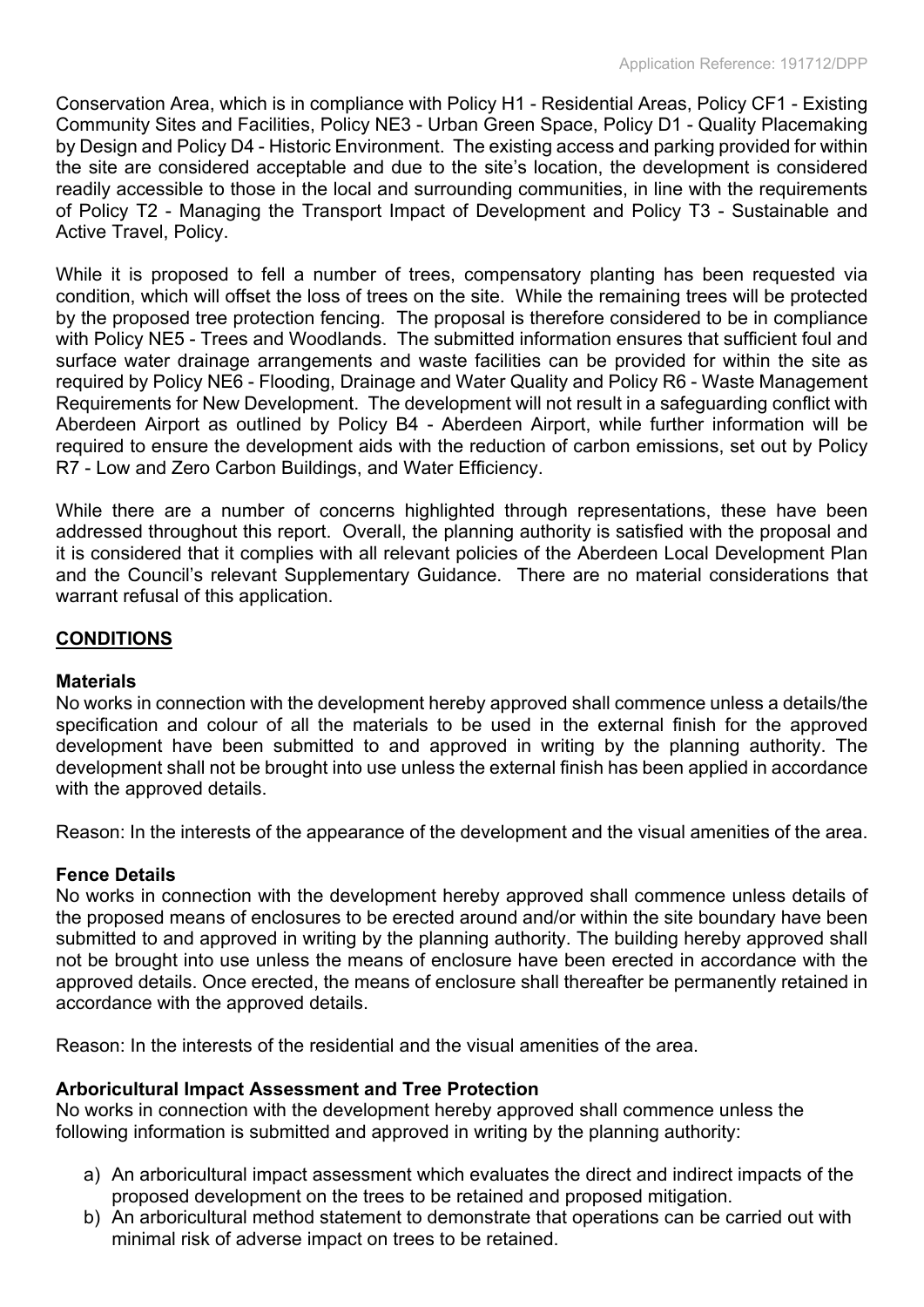Conservation Area, which is in compliance with Policy H1 - Residential Areas, Policy CF1 - Existing Community Sites and Facilities, Policy NE3 - Urban Green Space, Policy D1 - Quality Placemaking by Design and Policy D4 - Historic Environment. The existing access and parking provided for within the site are considered acceptable and due to the site's location, the development is considered readily accessible to those in the local and surrounding communities, in line with the requirements of Policy T2 - Managing the Transport Impact of Development and Policy T3 - Sustainable and Active Travel, Policy.

While it is proposed to fell a number of trees, compensatory planting has been requested via condition, which will offset the loss of trees on the site. While the remaining trees will be protected by the proposed tree protection fencing. The proposal is therefore considered to be in compliance with Policy NE5 - Trees and Woodlands. The submitted information ensures that sufficient foul and surface water drainage arrangements and waste facilities can be provided for within the site as required by Policy NE6 - Flooding, Drainage and Water Quality and Policy R6 - Waste Management Requirements for New Development. The development will not result in a safeguarding conflict with Aberdeen Airport as outlined by Policy B4 - Aberdeen Airport, while further information will be required to ensure the development aids with the reduction of carbon emissions, set out by Policy R7 - Low and Zero Carbon Buildings, and Water Efficiency.

While there are a number of concerns highlighted through representations, these have been addressed throughout this report. Overall, the planning authority is satisfied with the proposal and it is considered that it complies with all relevant policies of the Aberdeen Local Development Plan and the Council's relevant Supplementary Guidance. There are no material considerations that warrant refusal of this application.

## CONDITIONS

**Materials**

No works in connection with the development hereby approved shall commence unless a details/the specification and colour of all the materials to be used in the external finish for the approved development have been submitted to and approved in writing by the planning authority. The development shall not be brought into use unless the external finish has been applied in accordance with the approved details.

Reason: In the interests of the appearance of the development and the visual amenities of the area.

**Fence Details**

No works in connection with the development hereby approved shall commence unless details of the proposed means of enclosures to be erected around and/or within the site boundary have been submitted to and approved in writing by the planning authority. The building hereby approved shall not be brought into use unless the means of enclosure have been erected in accordance with the approved details. Once erected, the means of enclosure shall thereafter be permanently retained in accordance with the approved details.

Reason: In the interests of the residential and the visual amenities of the area.

**Arboricultural Impact Assessment and Tree Protection**

No works in connection with the development hereby approved shall commence unless the following information is submitted and approved in writing by the planning authority:

a) An arboricultural impact assessment which evaluates the direct and indirect impacts of the proposed development on the trees to be retained and proposed mitigation.
b) An arboricultural method statement to demonstrate that operations can be carried out with minimal risk of adverse impact on trees to be retained.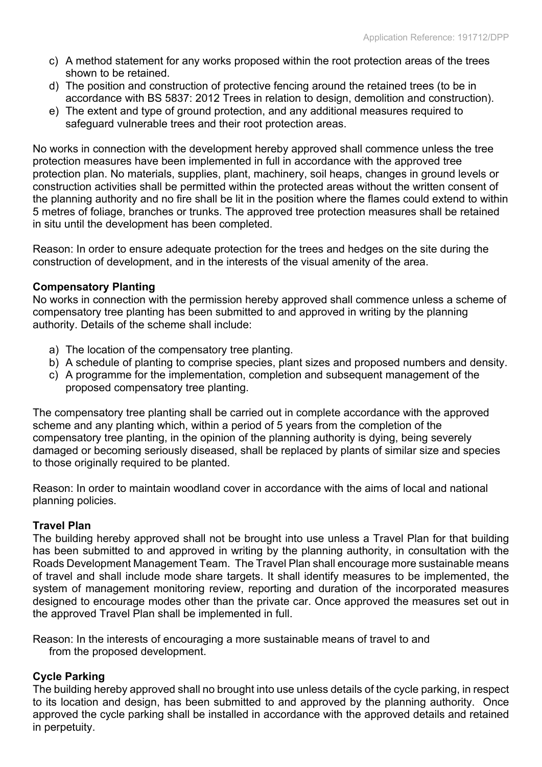c) A method statement for any works proposed within the root protection areas of the trees shown to be retained.
d) The position and construction of protective fencing around the retained trees (to be in accordance with BS 5837: 2012 Trees in relation to design, demolition and construction).
e) The extent and type of ground protection, and any additional measures required to safeguard vulnerable trees and their root protection areas.

No works in connection with the development hereby approved shall commence unless the tree protection measures have been implemented in full in accordance with the approved tree protection plan. No materials, supplies, plant, machinery, soil heaps, changes in ground levels or construction activities shall be permitted within the protected areas without the written consent of the planning authority and no fire shall be lit in the position where the flames could extend to within 5 metres of foliage, branches or trunks. The approved tree protection measures shall be retained in situ until the development has been completed.

Reason: In order to ensure adequate protection for the trees and hedges on the site during the construction of development, and in the interests of the visual amenity of the area.

**Compensatory Planting**

No works in connection with the permission hereby approved shall commence unless a scheme of compensatory tree planting has been submitted to and approved in writing by the planning authority. Details of the scheme shall include:

a) The location of the compensatory tree planting.
b) A schedule of planting to comprise species, plant sizes and proposed numbers and density.
c) A programme for the implementation, completion and subsequent management of the proposed compensatory tree planting.

The compensatory tree planting shall be carried out in complete accordance with the approved scheme and any planting which, within a period of 5 years from the completion of the compensatory tree planting, in the opinion of the planning authority is dying, being severely damaged or becoming seriously diseased, shall be replaced by plants of similar size and species to those originally required to be planted.

Reason: In order to maintain woodland cover in accordance with the aims of local and national planning policies.

**Travel Plan**

The building hereby approved shall not be brought into use unless a Travel Plan for that building has been submitted to and approved in writing by the planning authority, in consultation with the Roads Development Management Team. The Travel Plan shall encourage more sustainable means of travel and shall include mode share targets. It shall identify measures to be implemented, the system of management monitoring review, reporting and duration of the incorporated measures designed to encourage modes other than the private car. Once approved the measures set out in the approved Travel Plan shall be implemented in full.

Reason: In the interests of encouraging a more sustainable means of travel to and from the proposed development.

**Cycle Parking**

The building hereby approved shall no brought into use unless details of the cycle parking, in respect to its location and design, has been submitted to and approved by the planning authority. Once approved the cycle parking shall be installed in accordance with the approved details and retained in perpetuity.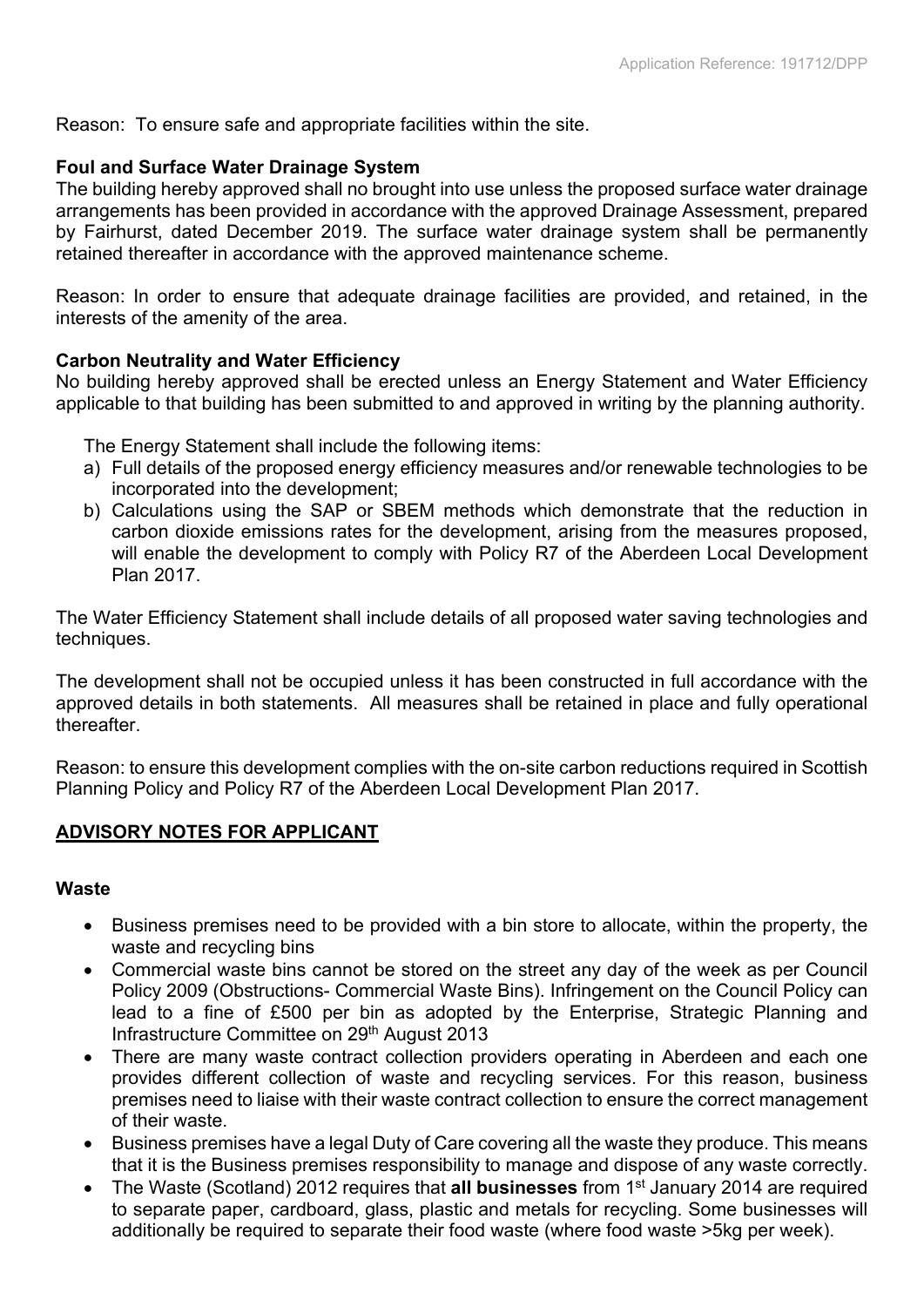Reason: To ensure safe and appropriate facilities within the site.

**Foul and Surface Water Drainage System**

The building hereby approved shall no brought into use unless the proposed surface water drainage arrangements has been provided in accordance with the approved Drainage Assessment, prepared by Fairhurst, dated December 2019. The surface water drainage system shall be permanently retained thereafter in accordance with the approved maintenance scheme.

Reason: In order to ensure that adequate drainage facilities are provided, and retained, in the interests of the amenity of the area.

**Carbon Neutrality and Water Efficiency**

No building hereby approved shall be erected unless an Energy Statement and Water Efficiency applicable to that building has been submitted to and approved in writing by the planning authority.

The Energy Statement shall include the following items:

a) Full details of the proposed energy efficiency measures and/or renewable technologies to be incorporated into the development;
b) Calculations using the SAP or SBEM methods which demonstrate that the reduction in carbon dioxide emissions rates for the development, arising from the measures proposed, will enable the development to comply with Policy R7 of the Aberdeen Local Development Plan 2017.

The Water Efficiency Statement shall include details of all proposed water saving technologies and techniques.

The development shall not be occupied unless it has been constructed in full accordance with the approved details in both statements. All measures shall be retained in place and fully operational thereafter.

Reason: to ensure this development complies with the on-site carbon reductions required in Scottish Planning Policy and Policy R7 of the Aberdeen Local Development Plan 2017.

## ADVISORY NOTES FOR APPLICANT

**Waste**

- Business premises need to be provided with a bin store to allocate, within the property, the waste and recycling bins
- Commercial waste bins cannot be stored on the street any day of the week as per Council Policy 2009 (Obstructions- Commercial Waste Bins). Infringement on the Council Policy can lead to a fine of £500 per bin as adopted by the Enterprise, Strategic Planning and Infrastructure Committee on 29th August 2013
- There are many waste contract collection providers operating in Aberdeen and each one provides different collection of waste and recycling services. For this reason, business premises need to liaise with their waste contract collection to ensure the correct management of their waste.
- Business premises have a legal Duty of Care covering all the waste they produce. This means that it is the Business premises responsibility to manage and dispose of any waste correctly.
- The Waste (Scotland) 2012 requires that **all businesses** from 1st January 2014 are required to separate paper, cardboard, glass, plastic and metals for recycling. Some businesses will additionally be required to separate their food waste (where food waste >5kg per week).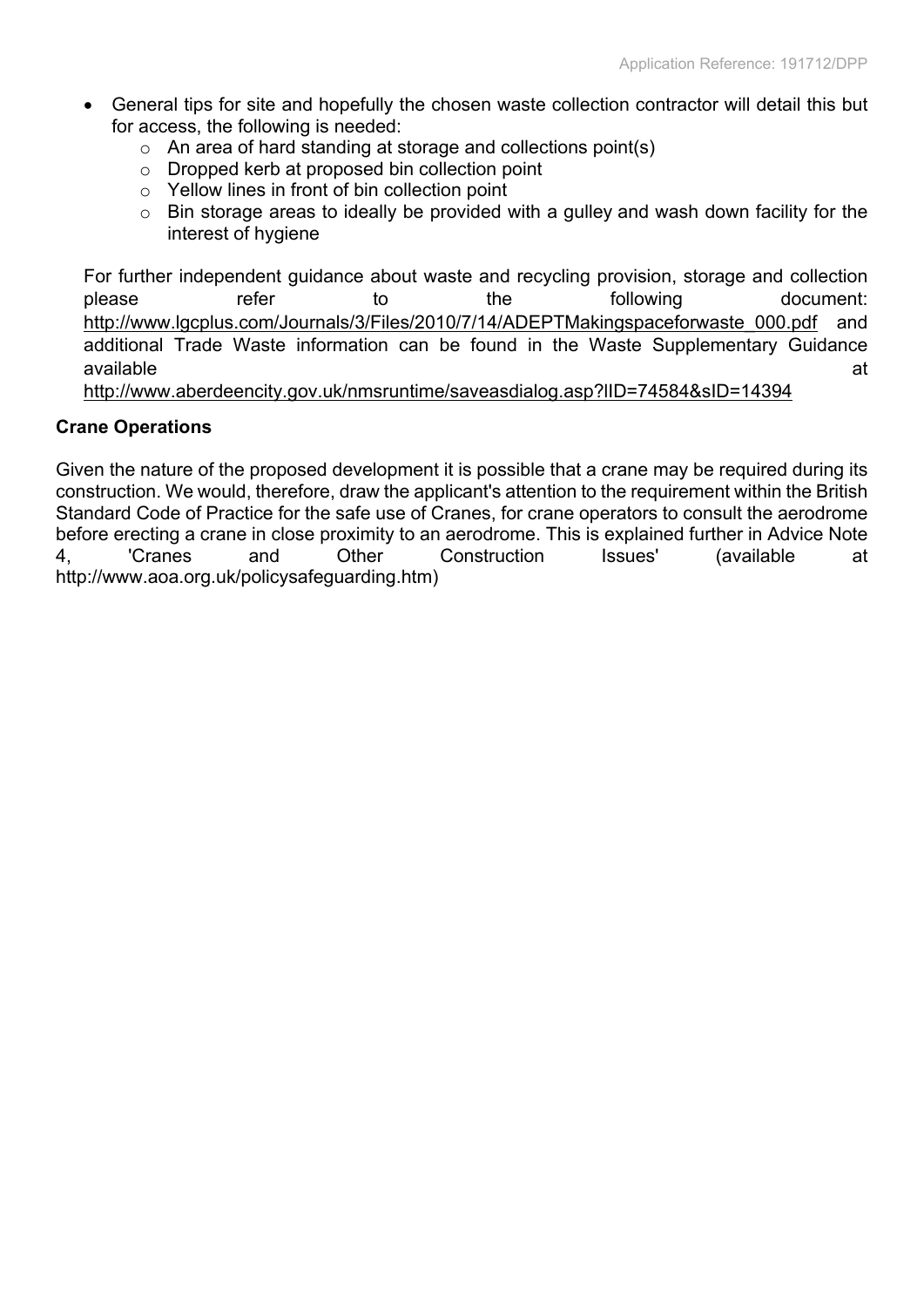- General tips for site and hopefully the chosen waste collection contractor will detail this but for access, the following is needed:
    - An area of hard standing at storage and collections point(s)
    - Dropped kerb at proposed bin collection point
    - Yellow lines in front of bin collection point
    - Bin storage areas to ideally be provided with a gulley and wash down facility for the interest of hygiene

For further independent guidance about waste and recycling provision, storage and collection please refer to the following document: http://www.lgcplus.com/Journals/3/Files/2010/7/14/ADEPTMakingspaceforwaste_000.pdf and additional Trade Waste information can be found in the Waste Supplementary Guidance available at http://www.aberdeencity.gov.uk/nmsruntime/saveasdialog.asp?lID=74584&sID=14394

**Crane Operations**

Given the nature of the proposed development it is possible that a crane may be required during its construction. We would, therefore, draw the applicant's attention to the requirement within the British Standard Code of Practice for the safe use of Cranes, for crane operators to consult the aerodrome before erecting a crane in close proximity to an aerodrome. This is explained further in Advice Note 4, 'Cranes and Other Construction Issues' (available at http://www.aoa.org.uk/policysafeguarding.htm)